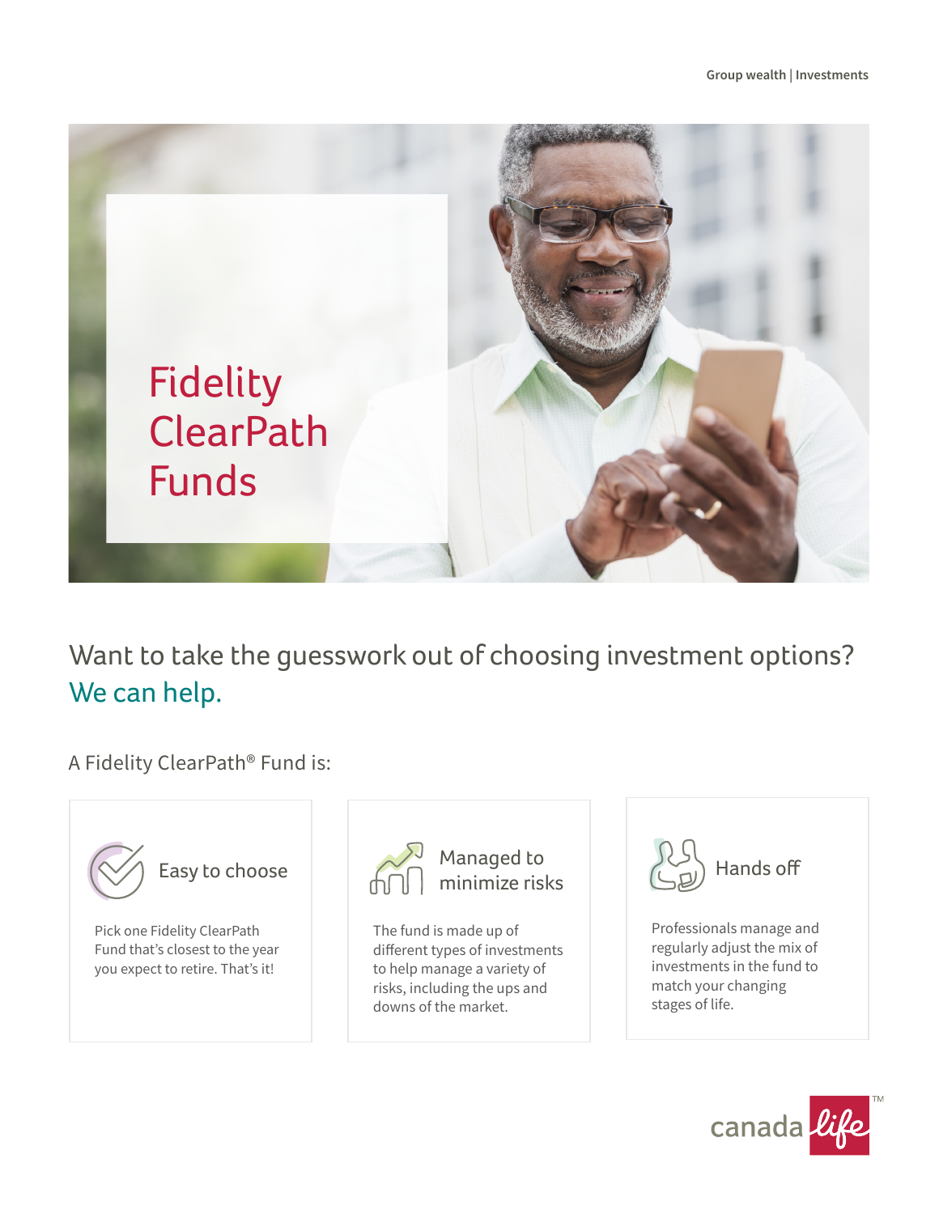Group wealth | Investments

# Fidelity ClearPath Funds

## Want to take the guesswork out of choosing investment options? We can help.

A Fidelity ClearPath® Fund is:

### Easy to choose

Pick one Fidelity ClearPath Fund that's closest to the year you expect to retire. That's it!

### Managed to minimize risks

The fund is made up of different types of investments to help manage a variety of risks, including the ups and downs of the market.

### Hands off

Professionals manage and regularly adjust the mix of investments in the fund to match your changing stages of life.

canada life™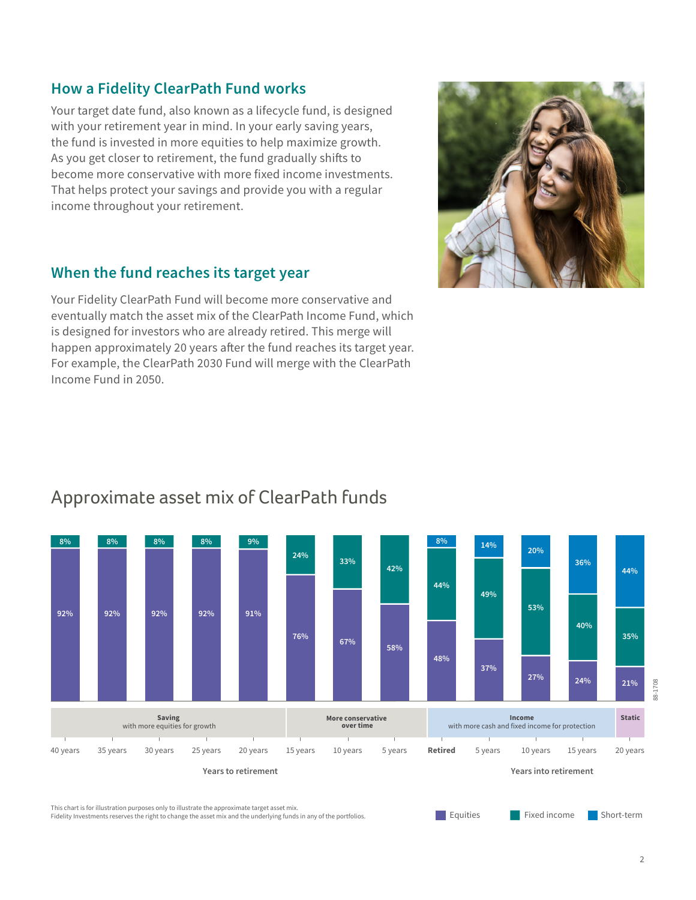## How a Fidelity ClearPath Fund works

Your target date fund, also known as a lifecycle fund, is designed with your retirement year in mind. In your early saving years, the fund is invested in more equities to help maximize growth. As you get closer to retirement, the fund gradually shifts to become more conservative with more fixed income investments. That helps protect your savings and provide you with a regular income throughout your retirement.

## When the fund reaches its target year

Your Fidelity ClearPath Fund will become more conservative and eventually match the asset mix of the ClearPath Income Fund, which is designed for investors who are already retired. This merge will happen approximately 20 years after the fund reaches its target year. For example, the ClearPath 2030 Fund will merge with the ClearPath Income Fund in 2050.

# Approximate asset mix of ClearPath funds

| Phase | Timeline | Equities | Fixed income | Short-term |
|---|---|---|---|---|
| Saving (with more equities for growth) | 40 years | 92% | 8% | |
| | 35 years | 92% | 8% | |
| | 30 years | 92% | 8% | |
| | 25 years | 92% | 8% | |
| | 20 years | 91% | 9% | |
| More conservative over time | 15 years | 76% | 24% | |
| | 10 years | 67% | 33% | |
| | 5 years | 58% | 42% | |
| Income (with more cash and fixed income for protection) | **Retired** | 48% | 44% | 8% |
| | 5 years | 37% | 49% | 14% |
| | 10 years | 27% | 53% | 20% |
| | 15 years | 24% | 40% | 36% |
| Static | 20 years | 21% | 35% | 44% |

Years to retirement / Years into retirement

This chart is for illustration purposes only to illustrate the approximate target asset mix.
Fidelity Investments reserves the right to change the asset mix and the underlying funds in any of the portfolios.

88-1708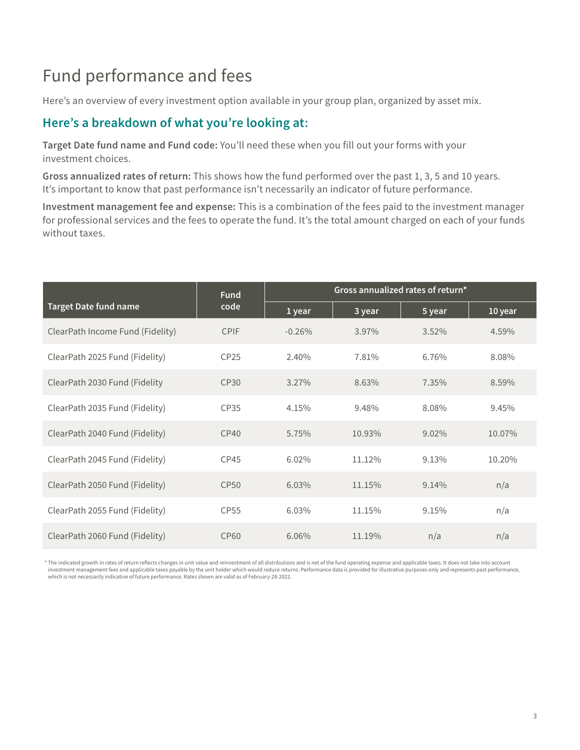# Fund performance and fees

Here's an overview of every investment option available in your group plan, organized by asset mix.

## Here's a breakdown of what you're looking at:

**Target Date fund name and Fund code:** You'll need these when you fill out your forms with your investment choices.

**Gross annualized rates of return:** This shows how the fund performed over the past 1, 3, 5 and 10 years. It's important to know that past performance isn't necessarily an indicator of future performance.

**Investment management fee and expense:** This is a combination of the fees paid to the investment manager for professional services and the fees to operate the fund. It's the total amount charged on each of your funds without taxes.

| Target Date fund name | Fund code | Gross annualized rates of return* | | | |
|---|---|---|---|---|---|
| | | 1 year | 3 year | 5 year | 10 year |
| ClearPath Income Fund (Fidelity) | CPIF | -0.26% | 3.97% | 3.52% | 4.59% |
| ClearPath 2025 Fund (Fidelity) | CP25 | 2.40% | 7.81% | 6.76% | 8.08% |
| ClearPath 2030 Fund (Fidelity | CP30 | 3.27% | 8.63% | 7.35% | 8.59% |
| ClearPath 2035 Fund (Fidelity) | CP35 | 4.15% | 9.48% | 8.08% | 9.45% |
| ClearPath 2040 Fund (Fidelity) | CP40 | 5.75% | 10.93% | 9.02% | 10.07% |
| ClearPath 2045 Fund (Fidelity) | CP45 | 6.02% | 11.12% | 9.13% | 10.20% |
| ClearPath 2050 Fund (Fidelity) | CP50 | 6.03% | 11.15% | 9.14% | n/a |
| ClearPath 2055 Fund (Fidelity) | CP55 | 6.03% | 11.15% | 9.15% | n/a |
| ClearPath 2060 Fund (Fidelity) | CP60 | 6.06% | 11.19% | n/a | n/a |

\* The indicated growth in rates of return reflects changes in unit value and reinvestment of all distributions and is net of the fund operating expense and applicable taxes. It does not take into account investment management fees and applicable taxes payable by the unit holder which would reduce returns. Performance data is provided for illustrative purposes only and represents past performance, which is not necessarily indicative of future performance. Rates shown are valid as of February-28-2022.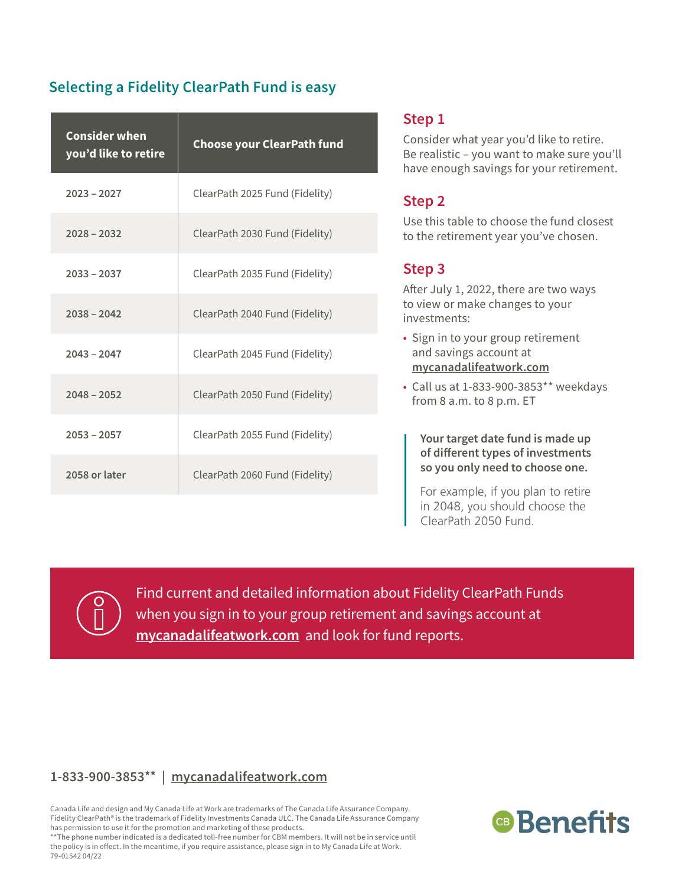## Selecting a Fidelity ClearPath Fund is easy

| Consider when you'd like to retire | Choose your ClearPath fund |
|---|---|
| 2023 – 2027 | ClearPath 2025 Fund (Fidelity) |
| 2028 – 2032 | ClearPath 2030 Fund (Fidelity) |
| 2033 – 2037 | ClearPath 2035 Fund (Fidelity) |
| 2038 – 2042 | ClearPath 2040 Fund (Fidelity) |
| 2043 – 2047 | ClearPath 2045 Fund (Fidelity) |
| 2048 – 2052 | ClearPath 2050 Fund (Fidelity) |
| 2053 – 2057 | ClearPath 2055 Fund (Fidelity) |
| 2058 or later | ClearPath 2060 Fund (Fidelity) |

### Step 1

Consider what year you'd like to retire. Be realistic – you want to make sure you'll have enough savings for your retirement.

### Step 2

Use this table to choose the fund closest to the retirement year you've chosen.

### Step 3

After July 1, 2022, there are two ways to view or make changes to your investments:

- Sign in to your group retirement and savings account at **mycanadalifeatwork.com**
- Call us at 1-833-900-3853** weekdays from 8 a.m. to 8 p.m. ET

**Your target date fund is made up of different types of investments so you only need to choose one.**

For example, if you plan to retire in 2048, you should choose the ClearPath 2050 Fund.

Find current and detailed information about Fidelity ClearPath Funds when you sign in to your group retirement and savings account at **mycanadalifeatwork.com** and look for fund reports.

**1-833-900-3853** | mycanadalifeatwork.com**

Canada Life and design and My Canada Life at Work are trademarks of The Canada Life Assurance Company. Fidelity ClearPath® is the trademark of Fidelity Investments Canada ULC. The Canada Life Assurance Company has permission to use it for the promotion and marketing of these products.
**The phone number indicated is a dedicated toll-free number for CBM members. It will not be in service until the policy is in effect. In the meantime, if you require assistance, please sign in to My Canada Life at Work.
79-01542 04/22

CB Benefits